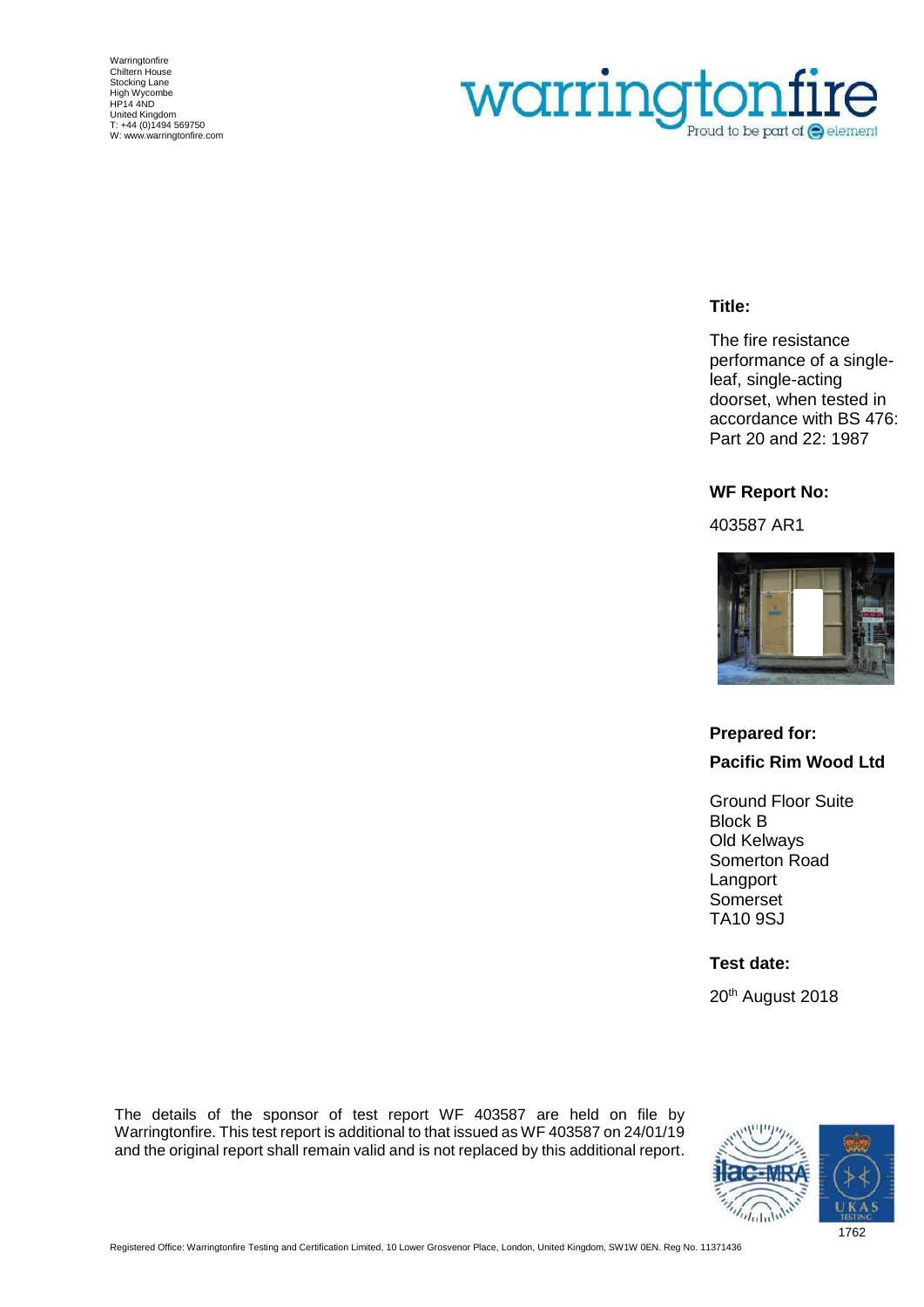Warringtonfire
Chiltern House
Stocking Lane
High Wycombe
HP14 4ND
United Kingdom
T: +44 (0)1494 569750
W: www.warringtonfire.com

warringtonfire
Proud to be part of element

**Title:**

The fire resistance performance of a single-leaf, single-acting doorset, when tested in accordance with BS 476: Part 20 and 22: 1987

**WF Report No:**

403587 AR1

**Prepared for:**

**Pacific Rim Wood Ltd**

Ground Floor Suite
Block B
Old Kelways
Somerton Road
Langport
Somerset
TA10 9SJ

**Test date:**

20th August 2018

The details of the sponsor of test report WF 403587 are held on file by Warringtonfire. This test report is additional to that issued as WF 403587 on 24/01/19 and the original report shall remain valid and is not replaced by this additional report.

1762

Registered Office: Warringtonfire Testing and Certification Limited, 10 Lower Grosvenor Place, London, United Kingdom, SW1W 0EN. Reg No. 11371436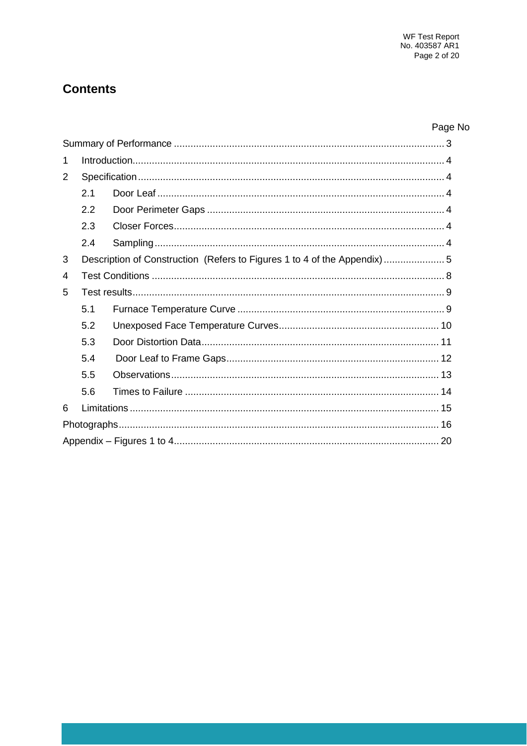# Contents

| | Page No |
|---|---|
| Summary of Performance | 3 |
| 1 Introduction | 4 |
| 2 Specification | 4 |
| 2.1 Door Leaf | 4 |
| 2.2 Door Perimeter Gaps | 4 |
| 2.3 Closer Forces | 4 |
| 2.4 Sampling | 4 |
| 3 Description of Construction (Refers to Figures 1 to 4 of the Appendix) | 5 |
| 4 Test Conditions | 8 |
| 5 Test results | 9 |
| 5.1 Furnace Temperature Curve | 9 |
| 5.2 Unexposed Face Temperature Curves | 10 |
| 5.3 Door Distortion Data | 11 |
| 5.4 Door Leaf to Frame Gaps | 12 |
| 5.5 Observations | 13 |
| 5.6 Times to Failure | 14 |
| 6 Limitations | 15 |
| Photographs | 16 |
| Appendix – Figures 1 to 4 | 20 |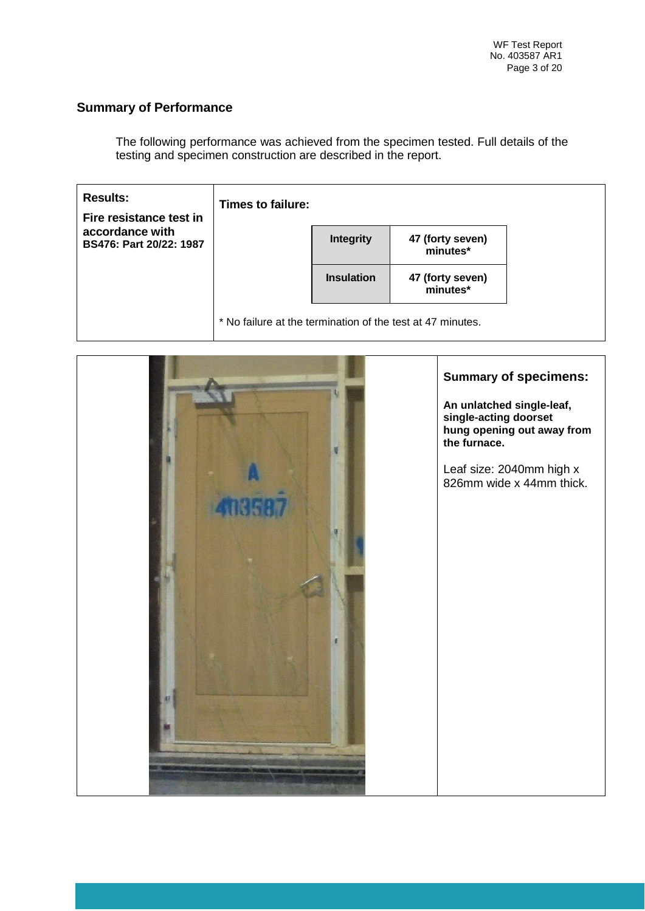## Summary of Performance

The following performance was achieved from the specimen tested. Full details of the testing and specimen construction are described in the report.

**Results:**

**Fire resistance test in accordance with BS476: Part 20/22: 1987**

**Times to failure:**

| | |
|---|---|
| **Integrity** | **47 (forty seven) minutes*** |
| **Insulation** | **47 (forty seven) minutes*** |

* No failure at the termination of the test at 47 minutes.

**Summary of specimens:**

**An unlatched single-leaf, single-acting doorset hung opening out away from the furnace.**

Leaf size: 2040mm high x 826mm wide x 44mm thick.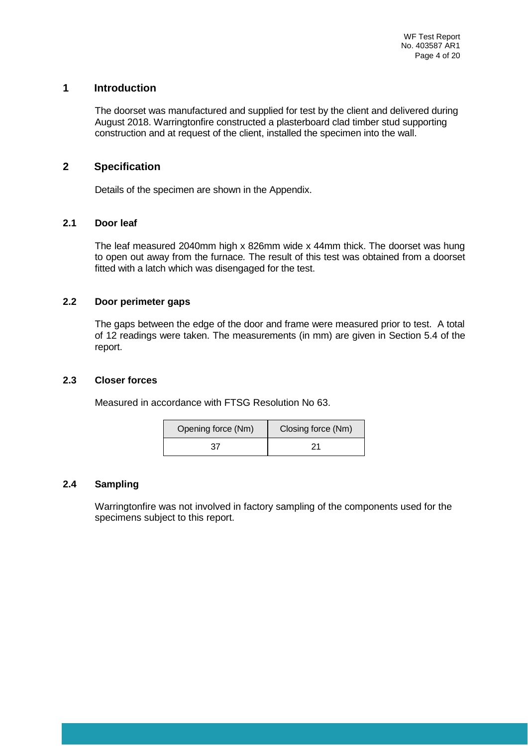# 1 Introduction

The doorset was manufactured and supplied for test by the client and delivered during August 2018. Warringtonfire constructed a plasterboard clad timber stud supporting construction and at request of the client, installed the specimen into the wall.

# 2 Specification

Details of the specimen are shown in the Appendix.

## 2.1 Door leaf

The leaf measured 2040mm high x 826mm wide x 44mm thick. The doorset was hung to open out away from the furnace. The result of this test was obtained from a doorset fitted with a latch which was disengaged for the test.

## 2.2 Door perimeter gaps

The gaps between the edge of the door and frame were measured prior to test. A total of 12 readings were taken. The measurements (in mm) are given in Section 5.4 of the report.

## 2.3 Closer forces

Measured in accordance with FTSG Resolution No 63.

| Opening force (Nm) | Closing force (Nm) |
| --- | --- |
| 37 | 21 |

## 2.4 Sampling

Warringtonfire was not involved in factory sampling of the components used for the specimens subject to this report.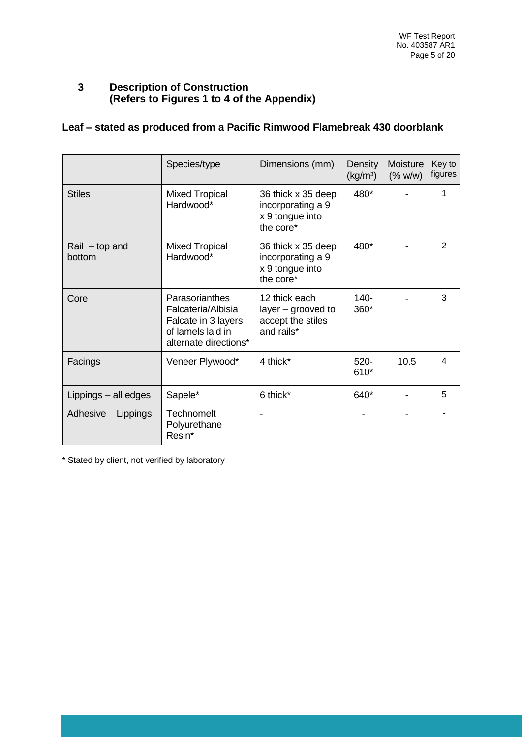## 3 Description of Construction (Refers to Figures 1 to 4 of the Appendix)

### Leaf – stated as produced from a Pacific Rimwood Flamebreak 430 doorblank

| | | Species/type | Dimensions (mm) | Density (kg/m³) | Moisture (% w/w) | Key to figures |
|---|---|---|---|---|---|---|
| Stiles | | Mixed Tropical Hardwood* | 36 thick x 35 deep incorporating a 9 x 9 tongue into the core* | 480* | - | 1 |
| Rail – top and bottom | | Mixed Tropical Hardwood* | 36 thick x 35 deep incorporating a 9 x 9 tongue into the core* | 480* | - | 2 |
| Core | | Parasorianthes Falcateria/Albisia Falcate in 3 layers of lamels laid in alternate directions* | 12 thick each layer – grooved to accept the stiles and rails* | 140-360* | - | 3 |
| Facings | | Veneer Plywood* | 4 thick* | 520-610* | 10.5 | 4 |
| Lippings – all edges | | Sapele* | 6 thick* | 640* | - | 5 |
| Adhesive | Lippings | Technomelt Polyurethane Resin* | - | - | - | - |

\* Stated by client, not verified by laboratory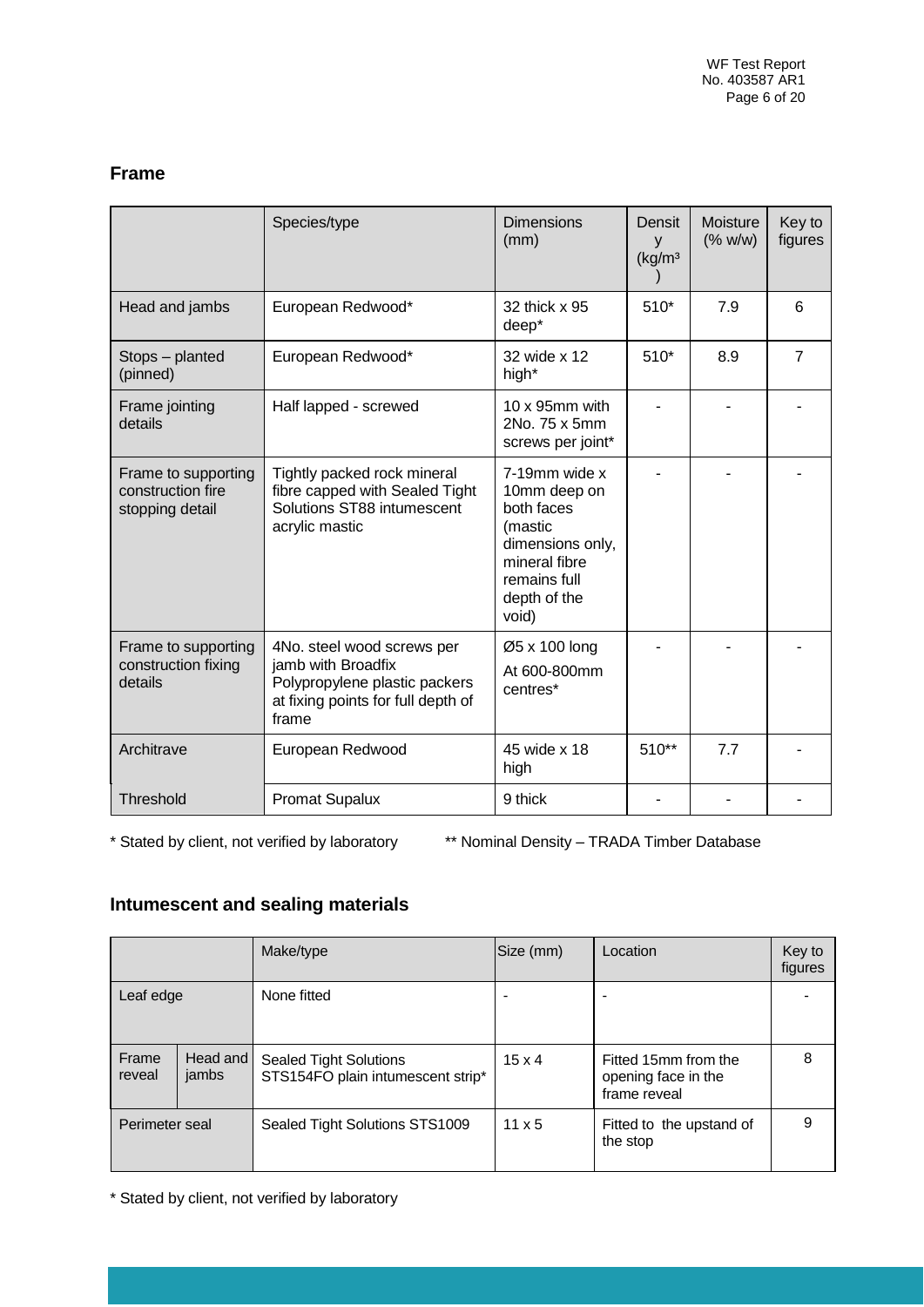## Frame

| | Species/type | Dimensions (mm) | Density (kg/m³) | Moisture (% w/w) | Key to figures |
|---|---|---|---|---|---|
| Head and jambs | European Redwood* | 32 thick x 95 deep* | 510* | 7.9 | 6 |
| Stops – planted (pinned) | European Redwood* | 32 wide x 12 high* | 510* | 8.9 | 7 |
| Frame jointing details | Half lapped - screwed | 10 x 95mm with 2No. 75 x 5mm screws per joint* | - | - | - |
| Frame to supporting construction fire stopping detail | Tightly packed rock mineral fibre capped with Sealed Tight Solutions ST88 intumescent acrylic mastic | 7-19mm wide x 10mm deep on both faces (mastic dimensions only, mineral fibre remains full depth of the void) | - | - | - |
| Frame to supporting construction fixing details | 4No. steel wood screws per jamb with Broadfix Polypropylene plastic packers at fixing points for full depth of frame | Ø5 x 100 long At 600-800mm centres* | - | - | - |
| Architrave | European Redwood | 45 wide x 18 high | 510** | 7.7 | - |
| Threshold | Promat Supalux | 9 thick | - | - | - |

* Stated by client, not verified by laboratory ** Nominal Density – TRADA Timber Database

## Intumescent and sealing materials

| | | Make/type | Size (mm) | Location | Key to figures |
|---|---|---|---|---|---|
| Leaf edge | | None fitted | - | - | - |
| Frame reveal | Head and jambs | Sealed Tight Solutions STS154FO plain intumescent strip* | 15 x 4 | Fitted 15mm from the opening face in the frame reveal | 8 |
| Perimeter seal | | Sealed Tight Solutions STS1009 | 11 x 5 | Fitted to the upstand of the stop | 9 |

* Stated by client, not verified by laboratory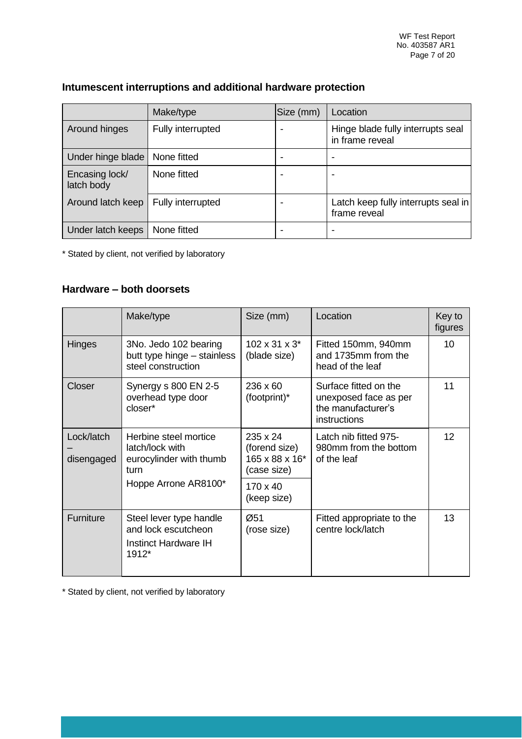## Intumescent interruptions and additional hardware protection

| | Make/type | Size (mm) | Location |
|---|---|---|---|
| Around hinges | Fully interrupted | - | Hinge blade fully interrupts seal in frame reveal |
| Under hinge blade | None fitted | - | - |
| Encasing lock/ latch body | None fitted | - | - |
| Around latch keep | Fully interrupted | - | Latch keep fully interrupts seal in frame reveal |
| Under latch keeps | None fitted | - | - |

\* Stated by client, not verified by laboratory

## Hardware – both doorsets

| | Make/type | Size (mm) | Location | Key to figures |
|---|---|---|---|---|
| Hinges | 3No. Jedo 102 bearing butt type hinge – stainless steel construction | 102 x 31 x 3* (blade size) | Fitted 150mm, 940mm and 1735mm from the head of the leaf | 10 |
| Closer | Synergy s 800 EN 2-5 overhead type door closer* | 236 x 60 (footprint)* | Surface fitted on the unexposed face as per the manufacturer's instructions | 11 |
| Lock/latch – disengaged | Herbine steel mortice latch/lock with eurocylinder with thumb turn<br>Hoppe Arrone AR8100* | 235 x 24 (forend size)<br>165 x 88 x 16* (case size)<br>170 x 40 (keep size) | Latch nib fitted 975-980mm from the bottom of the leaf | 12 |
| Furniture | Steel lever type handle and lock escutcheon<br>Instinct Hardware IH 1912* | Ø51 (rose size) | Fitted appropriate to the centre lock/latch | 13 |

\* Stated by client, not verified by laboratory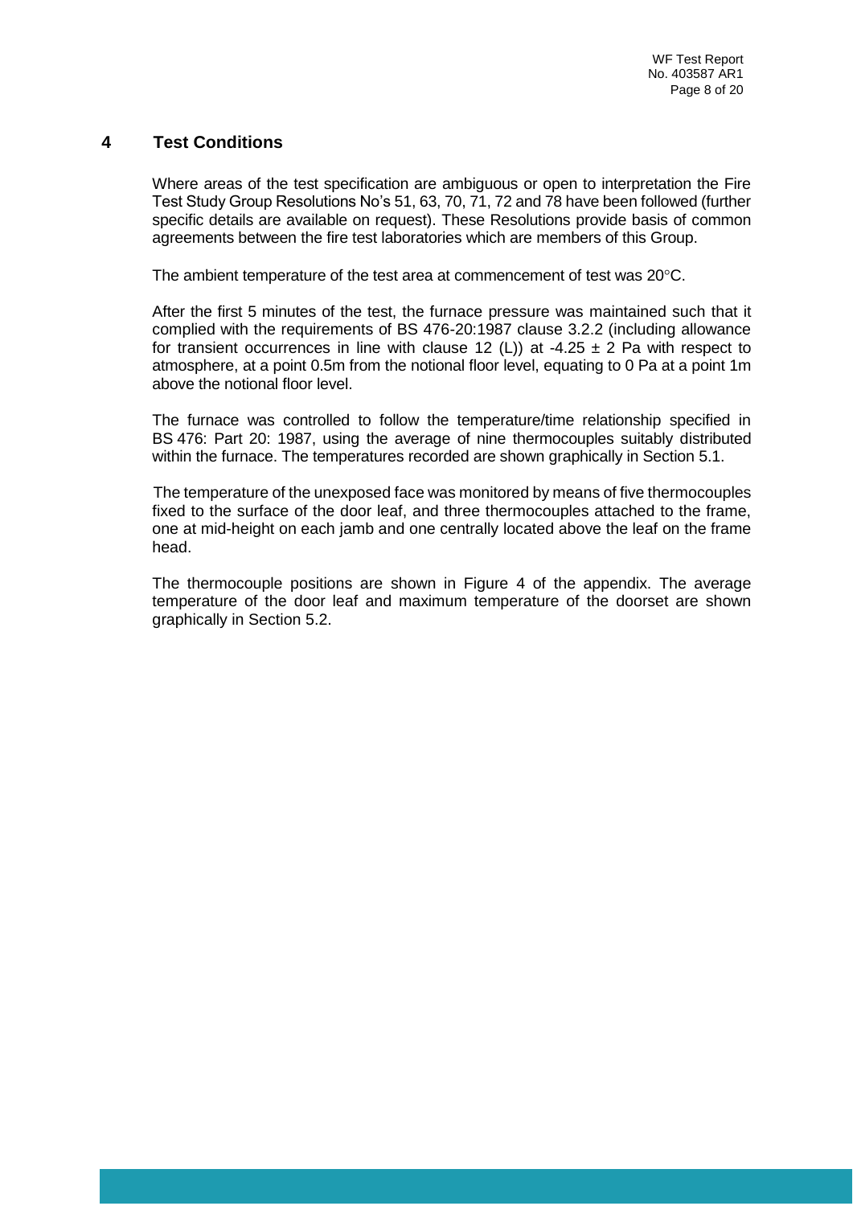## 4 Test Conditions

Where areas of the test specification are ambiguous or open to interpretation the Fire Test Study Group Resolutions No's 51, 63, 70, 71, 72 and 78 have been followed (further specific details are available on request). These Resolutions provide basis of common agreements between the fire test laboratories which are members of this Group.

The ambient temperature of the test area at commencement of test was 20°C.

After the first 5 minutes of the test, the furnace pressure was maintained such that it complied with the requirements of BS 476-20:1987 clause 3.2.2 (including allowance for transient occurrences in line with clause 12 (L)) at -4.25 ± 2 Pa with respect to atmosphere, at a point 0.5m from the notional floor level, equating to 0 Pa at a point 1m above the notional floor level.

The furnace was controlled to follow the temperature/time relationship specified in BS 476: Part 20: 1987, using the average of nine thermocouples suitably distributed within the furnace. The temperatures recorded are shown graphically in Section 5.1.

The temperature of the unexposed face was monitored by means of five thermocouples fixed to the surface of the door leaf, and three thermocouples attached to the frame, one at mid-height on each jamb and one centrally located above the leaf on the frame head.

The thermocouple positions are shown in Figure 4 of the appendix. The average temperature of the door leaf and maximum temperature of the doorset are shown graphically in Section 5.2.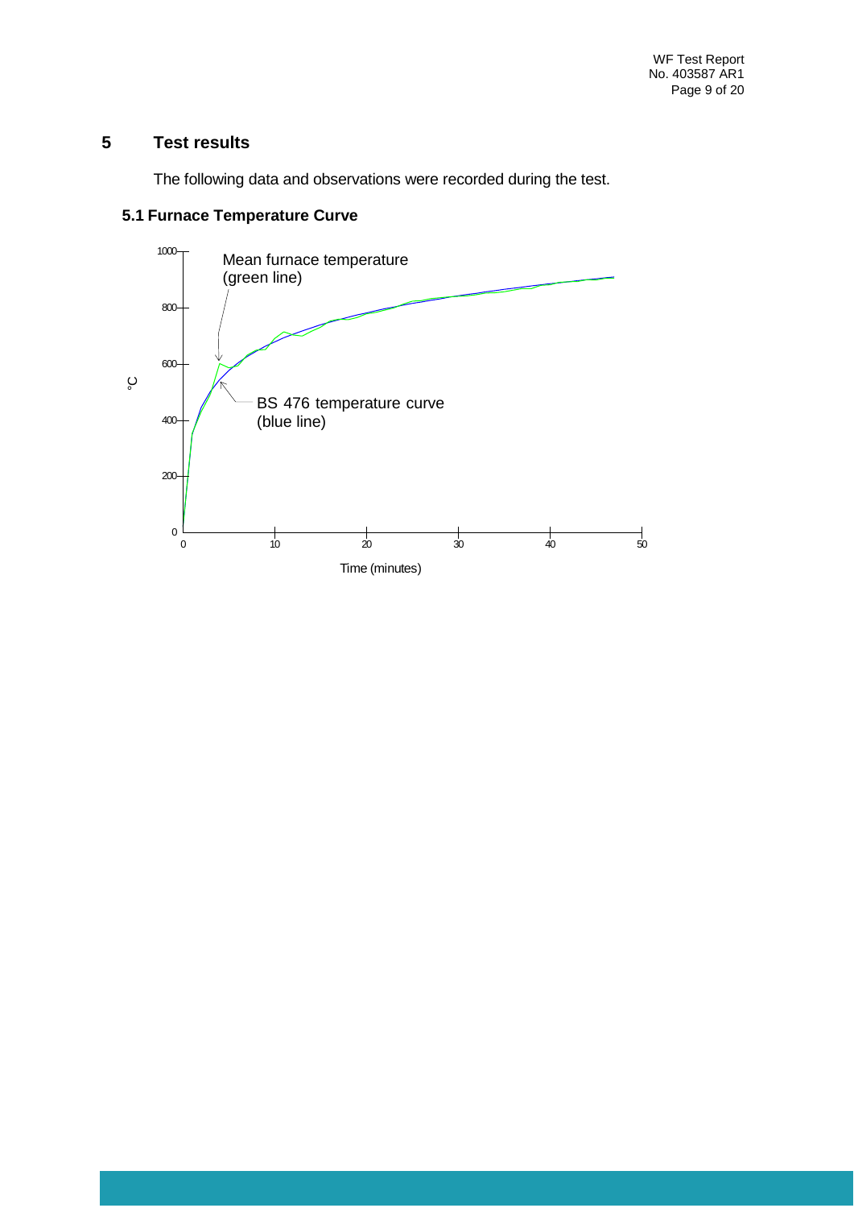# 5 Test results

The following data and observations were recorded during the test.

## 5.1 Furnace Temperature Curve

Mean furnace temperature (green line)

BS 476 temperature curve (blue line)

°C

Time (minutes)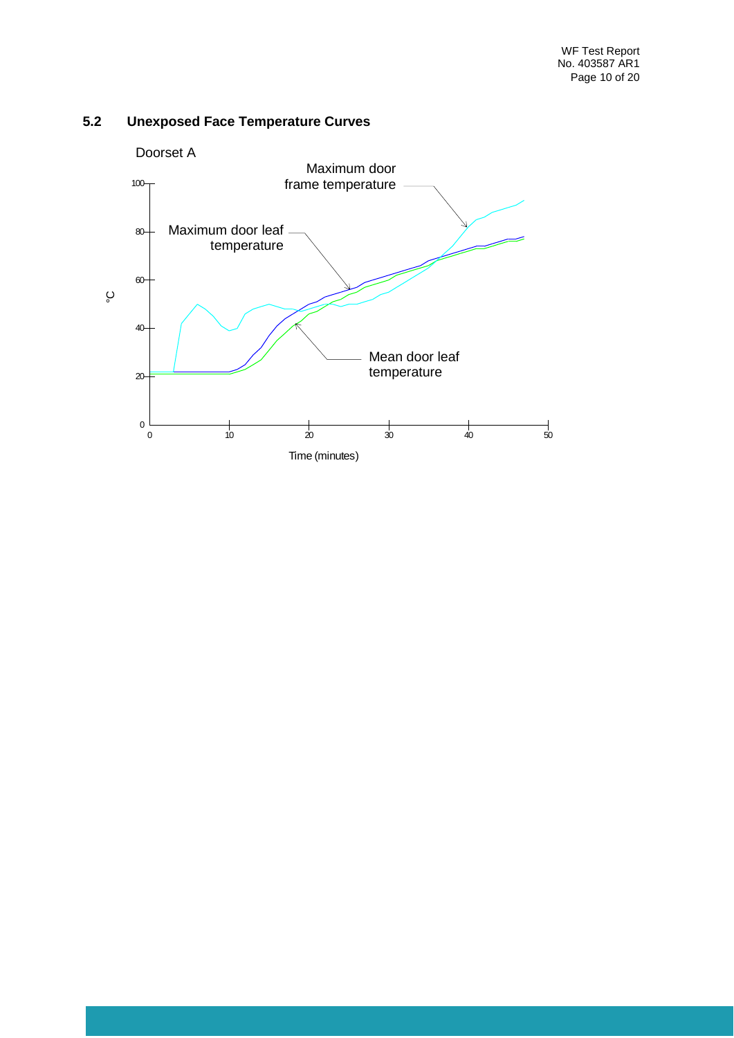## 5.2 Unexposed Face Temperature Curves

Doorset A

Maximum door frame temperature

Maximum door leaf temperature

Mean door leaf temperature

°C

Time (minutes)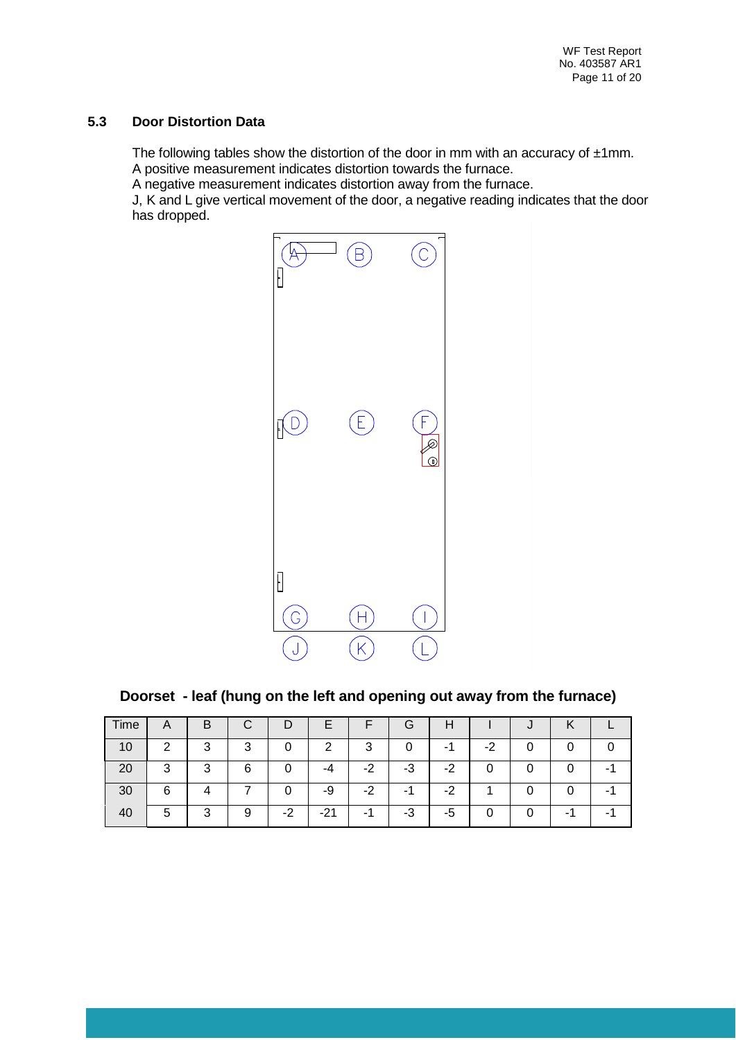## 5.3 Door Distortion Data

The following tables show the distortion of the door in mm with an accuracy of ±1mm.
A positive measurement indicates distortion towards the furnace.
A negative measurement indicates distortion away from the furnace.
J, K and L give vertical movement of the door, a negative reading indicates that the door has dropped.

**Doorset - leaf (hung on the left and opening out away from the furnace)**

| Time | A | B | C | D | E | F | G | H | I | J | K | L |
|---|---|---|---|---|---|---|---|---|---|---|---|---|
| 10 | 2 | 3 | 3 | 0 | 2 | 3 | 0 | -1 | -2 | 0 | 0 | 0 |
| 20 | 3 | 3 | 6 | 0 | -4 | -2 | -3 | -2 | 0 | 0 | 0 | -1 |
| 30 | 6 | 4 | 7 | 0 | -9 | -2 | -1 | -2 | 1 | 0 | 0 | -1 |
| 40 | 5 | 3 | 9 | -2 | -21 | -1 | -3 | -5 | 0 | 0 | -1 | -1 |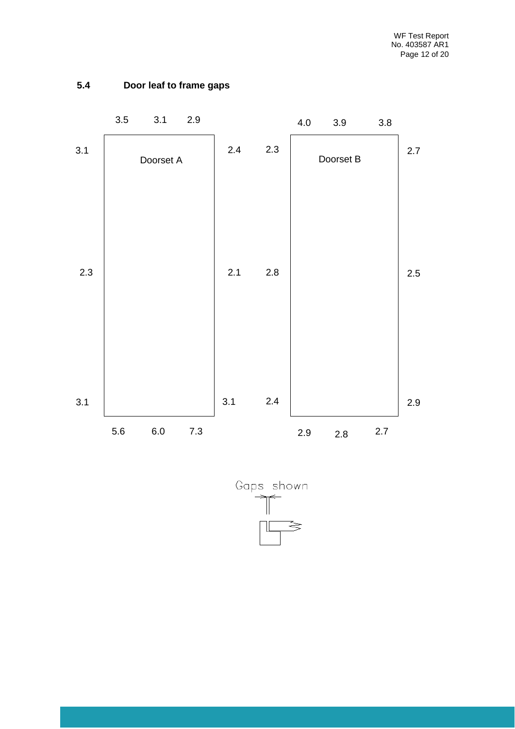## 5.4 Door leaf to frame gaps

**Doorset A**

| Position | Left | Centre | Right |
|---|---|---|---|
| Top (head) | 3.5 | 3.1 | 2.9 |
| Bottom (threshold) | 5.6 | 6.0 | 7.3 |

| Position | Left edge | Right edge |
|---|---|---|
| Top | 3.1 | 2.4 |
| Middle | 2.3 | 2.1 |
| Bottom | 3.1 | 3.1 |

**Doorset B**

| Position | Left | Centre | Right |
|---|---|---|---|
| Top (head) | 4.0 | 3.9 | 3.8 |
| Bottom (threshold) | 2.9 | 2.8 | 2.7 |

| Position | Left edge | Right edge |
|---|---|---|
| Top | 2.3 | 2.7 |
| Middle | 2.8 | 2.5 |
| Bottom | 2.4 | 2.9 |

Gaps shown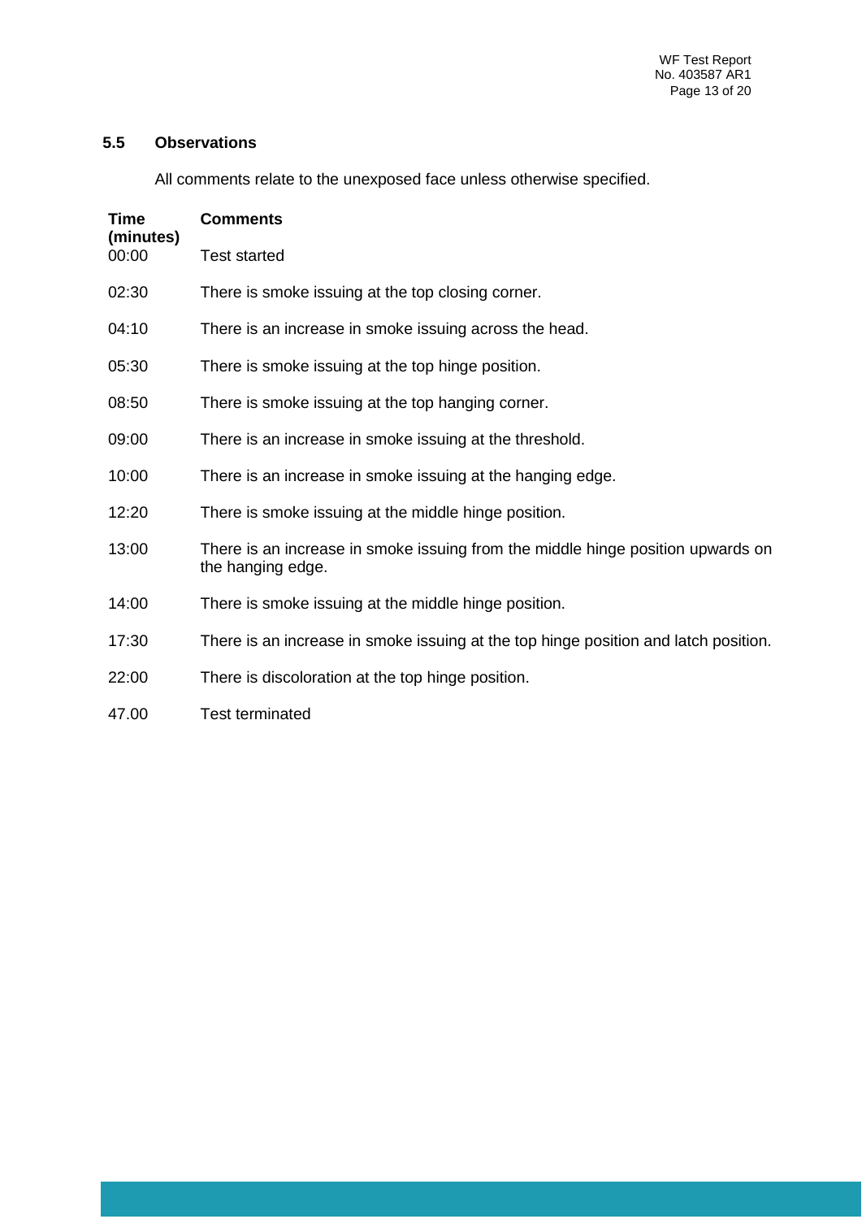### 5.5 Observations

All comments relate to the unexposed face unless otherwise specified.

| Time (minutes) | Comments |
|---|---|
| 00:00 | Test started |
| 02:30 | There is smoke issuing at the top closing corner. |
| 04:10 | There is an increase in smoke issuing across the head. |
| 05:30 | There is smoke issuing at the top hinge position. |
| 08:50 | There is smoke issuing at the top hanging corner. |
| 09:00 | There is an increase in smoke issuing at the threshold. |
| 10:00 | There is an increase in smoke issuing at the hanging edge. |
| 12:20 | There is smoke issuing at the middle hinge position. |
| 13:00 | There is an increase in smoke issuing from the middle hinge position upwards on the hanging edge. |
| 14:00 | There is smoke issuing at the middle hinge position. |
| 17:30 | There is an increase in smoke issuing at the top hinge position and latch position. |
| 22:00 | There is discoloration at the top hinge position. |
| 47.00 | Test terminated |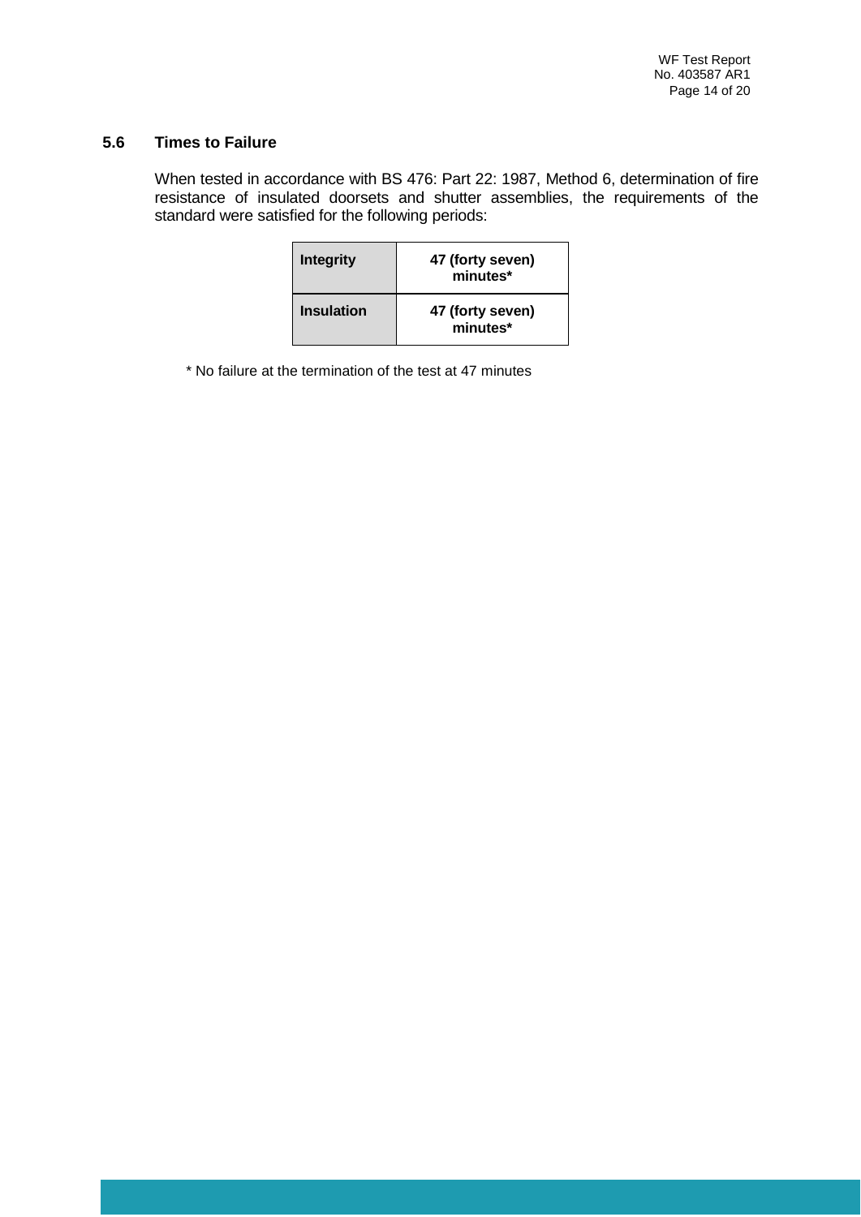### 5.6 Times to Failure

When tested in accordance with BS 476: Part 22: 1987, Method 6, determination of fire resistance of insulated doorsets and shutter assemblies, the requirements of the standard were satisfied for the following periods:

| Integrity | 47 (forty seven) minutes* |
|---|---|
| **Insulation** | **47 (forty seven) minutes*** |

* No failure at the termination of the test at 47 minutes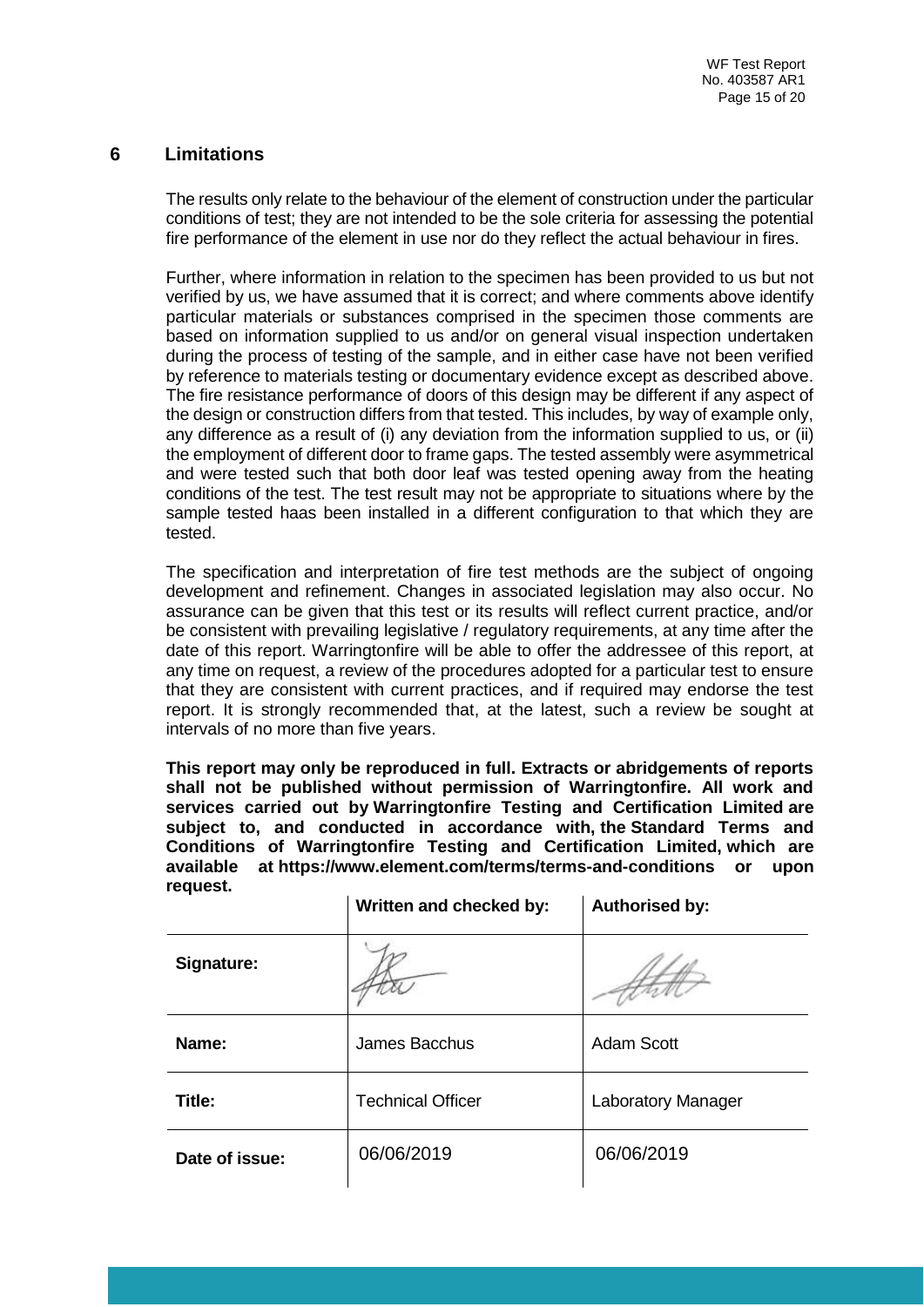## 6 Limitations

The results only relate to the behaviour of the element of construction under the particular conditions of test; they are not intended to be the sole criteria for assessing the potential fire performance of the element in use nor do they reflect the actual behaviour in fires.

Further, where information in relation to the specimen has been provided to us but not verified by us, we have assumed that it is correct; and where comments above identify particular materials or substances comprised in the specimen those comments are based on information supplied to us and/or on general visual inspection undertaken during the process of testing of the sample, and in either case have not been verified by reference to materials testing or documentary evidence except as described above. The fire resistance performance of doors of this design may be different if any aspect of the design or construction differs from that tested. This includes, by way of example only, any difference as a result of (i) any deviation from the information supplied to us, or (ii) the employment of different door to frame gaps. The tested assembly were asymmetrical and were tested such that both door leaf was tested opening away from the heating conditions of the test. The test result may not be appropriate to situations where by the sample tested haas been installed in a different configuration to that which they are tested.

The specification and interpretation of fire test methods are the subject of ongoing development and refinement. Changes in associated legislation may also occur. No assurance can be given that this test or its results will reflect current practice, and/or be consistent with prevailing legislative / regulatory requirements, at any time after the date of this report. Warringtonfire will be able to offer the addressee of this report, at any time on request, a review of the procedures adopted for a particular test to ensure that they are consistent with current practices, and if required may endorse the test report. It is strongly recommended that, at the latest, such a review be sought at intervals of no more than five years.

**This report may only be reproduced in full. Extracts or abridgements of reports shall not be published without permission of Warringtonfire. All work and services carried out by Warringtonfire Testing and Certification Limited are subject to, and conducted in accordance with, the Standard Terms and Conditions of Warringtonfire Testing and Certification Limited, which are available at https://www.element.com/terms/terms-and-conditions or upon request.**

| | Written and checked by: | Authorised by: |
|---|---|---|
| **Signature:** | | |
| **Name:** | James Bacchus | Adam Scott |
| **Title:** | Technical Officer | Laboratory Manager |
| **Date of issue:** | 06/06/2019 | 06/06/2019 |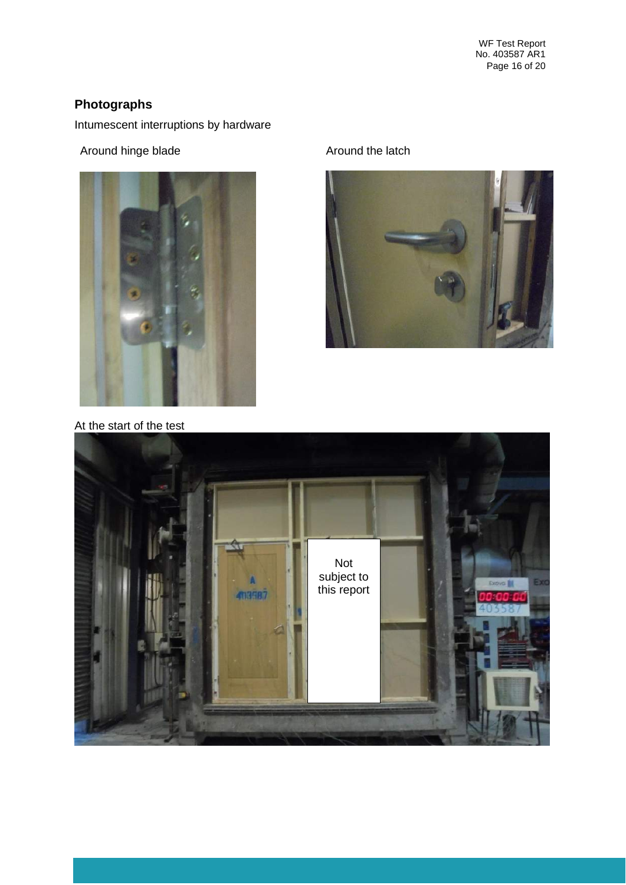## Photographs

Intumescent interruptions by hardware

Around hinge blade

Around the latch

At the start of the test

Not subject to this report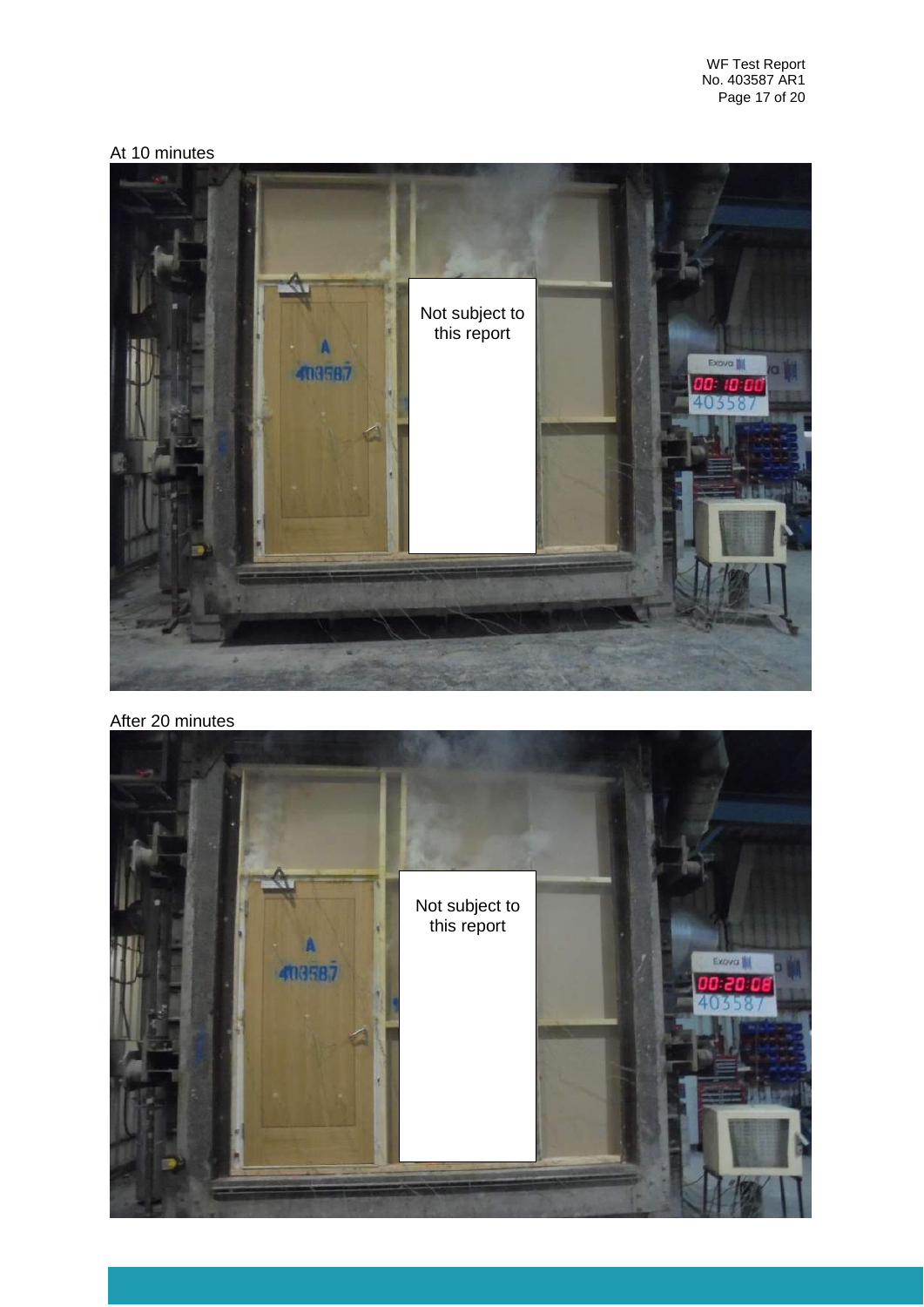At 10 minutes

After 20 minutes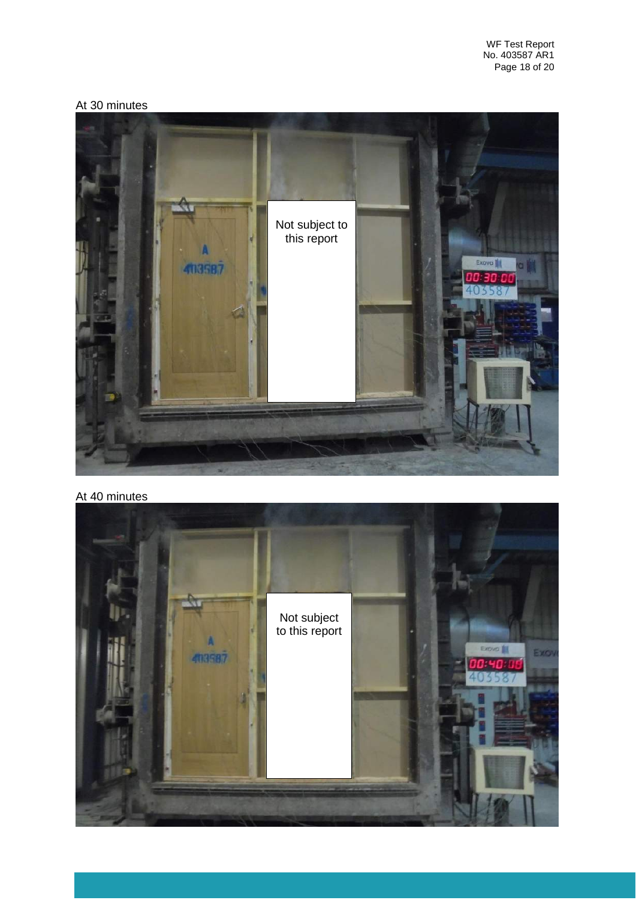At 30 minutes

At 40 minutes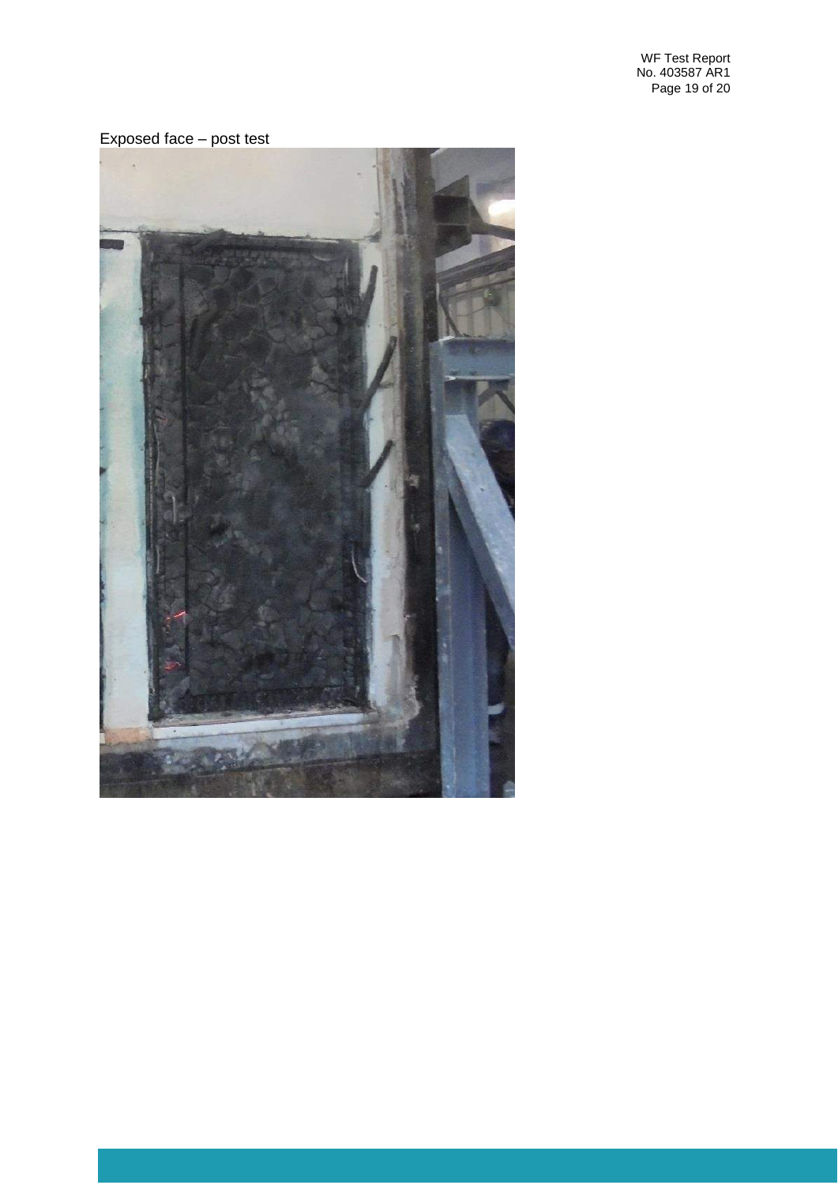Exposed face – post test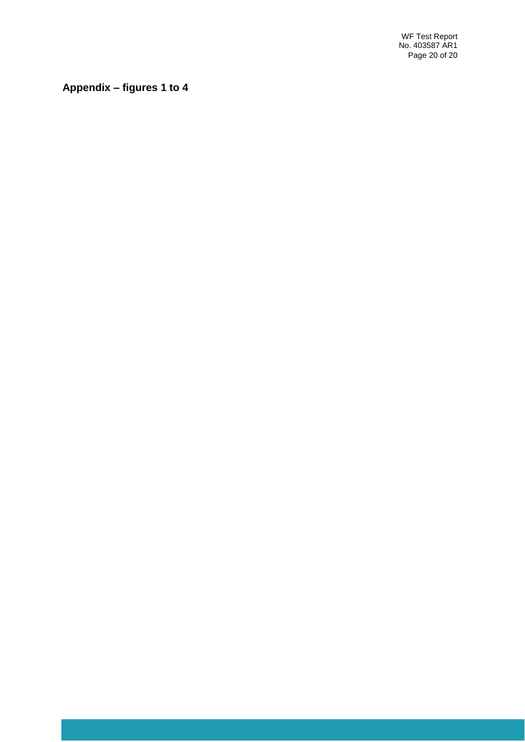## Appendix – figures 1 to 4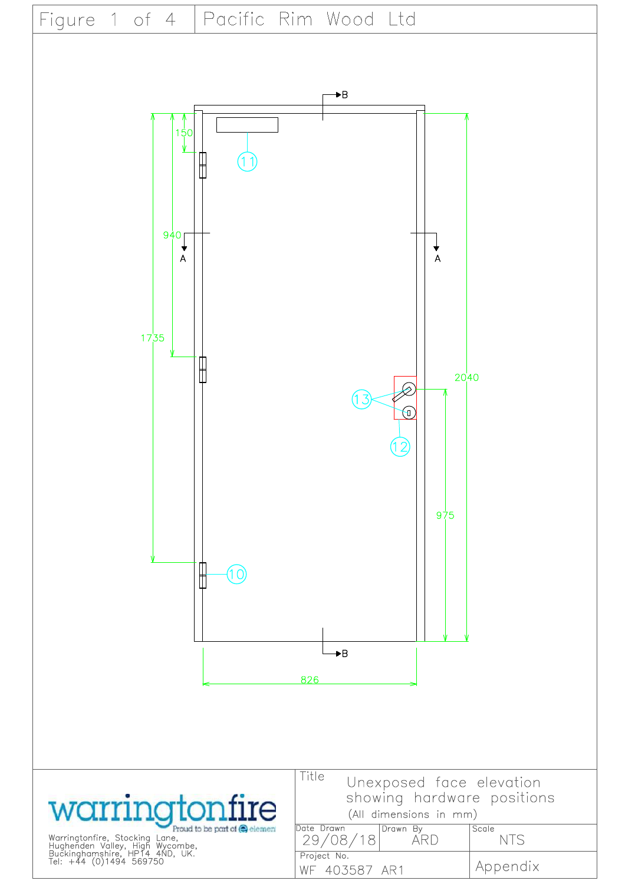Figure 1 of 4 | Pacific Rim Wood Ltd

B B

150

11

940

A A

1735

2040

13

12

975

10

826

warringtonfire

Proud to be part of element

Warringtonfire, Stocking Lane, Hughenden Valley, High Wycombe, Buckinghamshire, HP14 4ND, UK.
Tel: +44 (0)1494 569750

| Title | Unexposed face elevation showing hardware positions (All dimensions in mm) | |
|---|---|---|
| Date Drawn 29/08/18 | Drawn By ARD | Scale NTS |
| Project No. WF 403587 AR1 | | Appendix |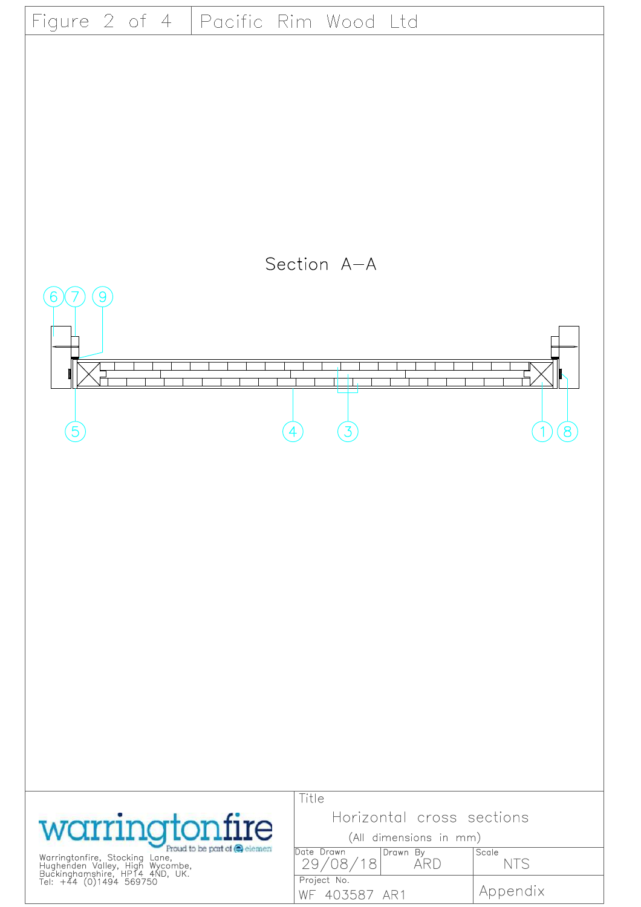Figure 2 of 4 | Pacific Rim Wood Ltd

Section A–A

6 7 9

5 4 3 1 8

warringtonfire

Proud to be part of element

Warringtonfire, Stocking Lane,
Hughenden Valley, High Wycombe,
Buckinghamshire, HP14 4ND, UK.
Tel: +44 (0)1494 569750

| Title | | |
|---|---|---|
| Horizontal cross sections (All dimensions in mm) | | |
| Date Drawn: 29/08/18 | Drawn By: ARD | Scale: NTS |
| Project No.: WF 403587 AR1 | | Appendix |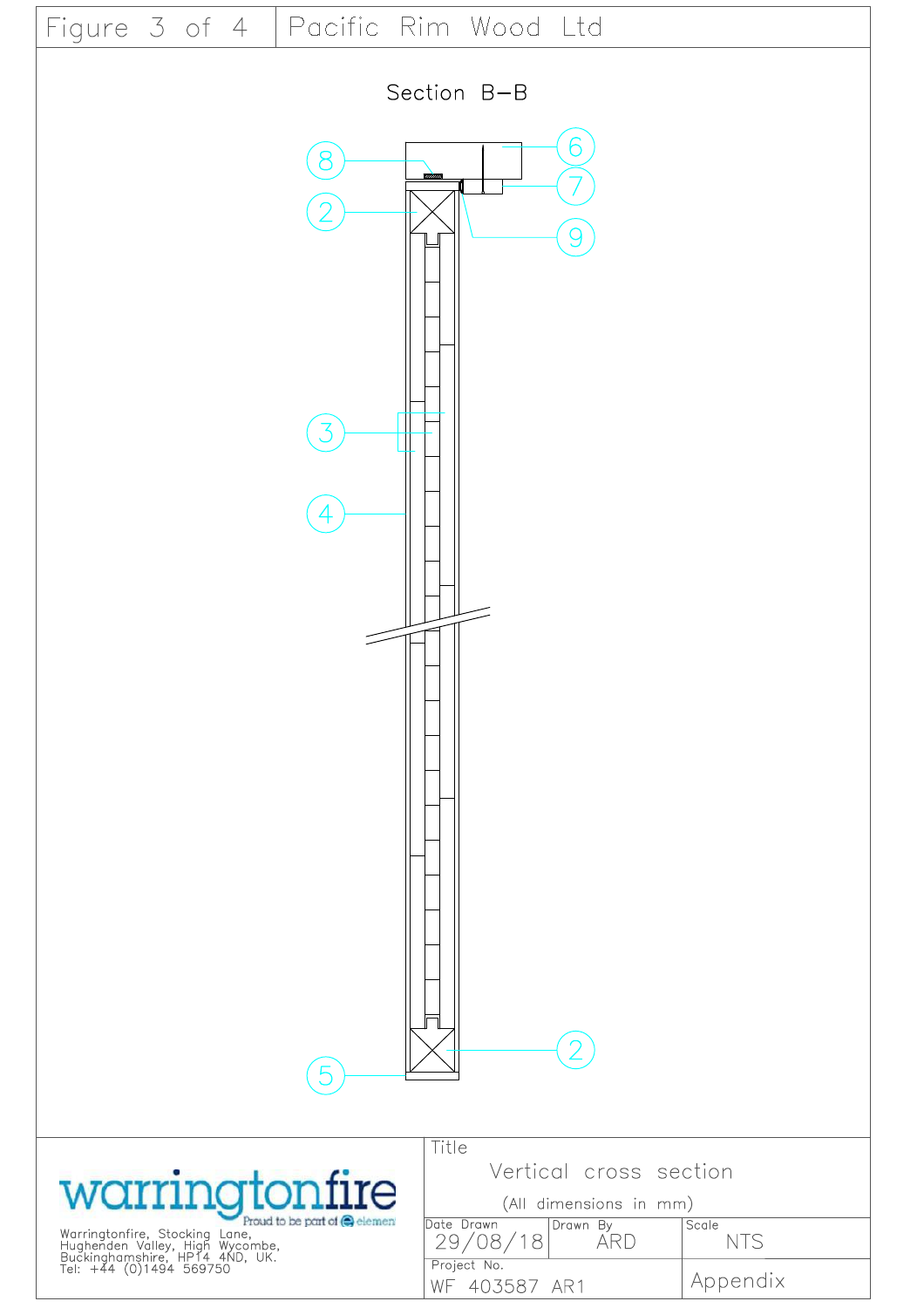Figure 3 of 4 | Pacific Rim Wood Ltd

## Section B–B

8

2

3

4

5

6

7

9

2

warringtonfire
Proud to be part of element

Warringtonfire, Stocking Lane,
Hughenden Valley, High Wycombe,
Buckinghamshire, HP14 4ND, UK.
Tel: +44 (0)1494 569750

| Title | | |
|---|---|---|
| Vertical cross section (All dimensions in mm) | | |
| Date Drawn 29/08/18 | Drawn By ARD | Scale NTS |
| Project No. WF 403587 AR1 | | Appendix |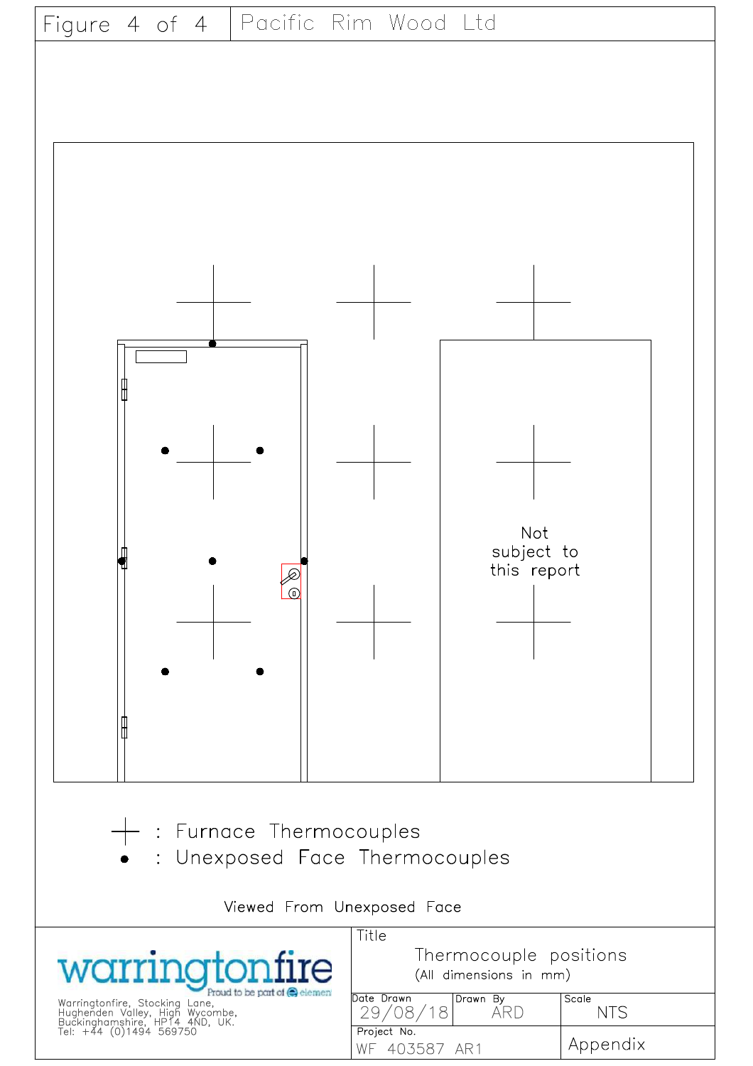Figure 4 of 4 — Pacific Rim Wood Ltd

Not subject to this report

+ : Furnace Thermocouples

● : Unexposed Face Thermocouples

Viewed From Unexposed Face

warringtonfire
Proud to be part of element

Warringtonfire, Stocking Lane,
Hughenden Valley, High Wycombe,
Buckinghamshire, HP14 4ND, UK.
Tel: +44 (0)1494 569750

| | | |
|---|---|---|
| Title: Thermocouple positions (All dimensions in mm) | | |
| Date Drawn: 29/08/18 | Drawn By: ARD | Scale: NTS |
| Project No.: WF 403587 AR1 | | Appendix |